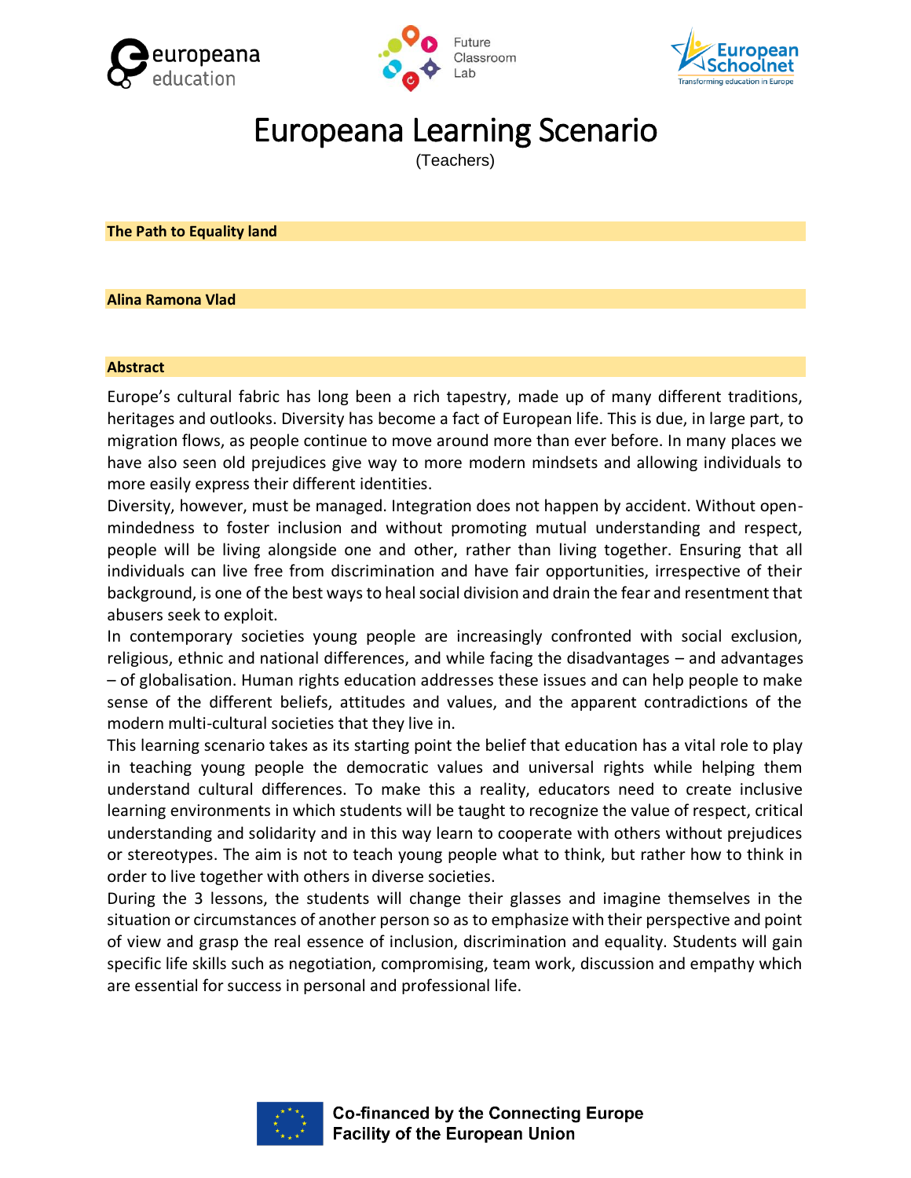# Europeana Learning Scenario

(Teachers)

**The Path to Equality land**

**Alina Ramona Vlad**

**Abstract**

Europe's cultural fabric has long been a rich tapestry, made up of many different traditions, heritages and outlooks. Diversity has become a fact of European life. This is due, in large part, to migration flows, as people continue to move around more than ever before. In many places we have also seen old prejudices give way to more modern mindsets and allowing individuals to more easily express their different identities.

Diversity, however, must be managed. Integration does not happen by accident. Without open-mindedness to foster inclusion and without promoting mutual understanding and respect, people will be living alongside one and other, rather than living together. Ensuring that all individuals can live free from discrimination and have fair opportunities, irrespective of their background, is one of the best ways to heal social division and drain the fear and resentment that abusers seek to exploit.

In contemporary societies young people are increasingly confronted with social exclusion, religious, ethnic and national differences, and while facing the disadvantages – and advantages – of globalisation. Human rights education addresses these issues and can help people to make sense of the different beliefs, attitudes and values, and the apparent contradictions of the modern multi-cultural societies that they live in.

This learning scenario takes as its starting point the belief that education has a vital role to play in teaching young people the democratic values and universal rights while helping them understand cultural differences. To make this a reality, educators need to create inclusive learning environments in which students will be taught to recognize the value of respect, critical understanding and solidarity and in this way learn to cooperate with others without prejudices or stereotypes. The aim is not to teach young people what to think, but rather how to think in order to live together with others in diverse societies.

During the 3 lessons, the students will change their glasses and imagine themselves in the situation or circumstances of another person so as to emphasize with their perspective and point of view and grasp the real essence of inclusion, discrimination and equality. Students will gain specific life skills such as negotiation, compromising, team work, discussion and empathy which are essential for success in personal and professional life.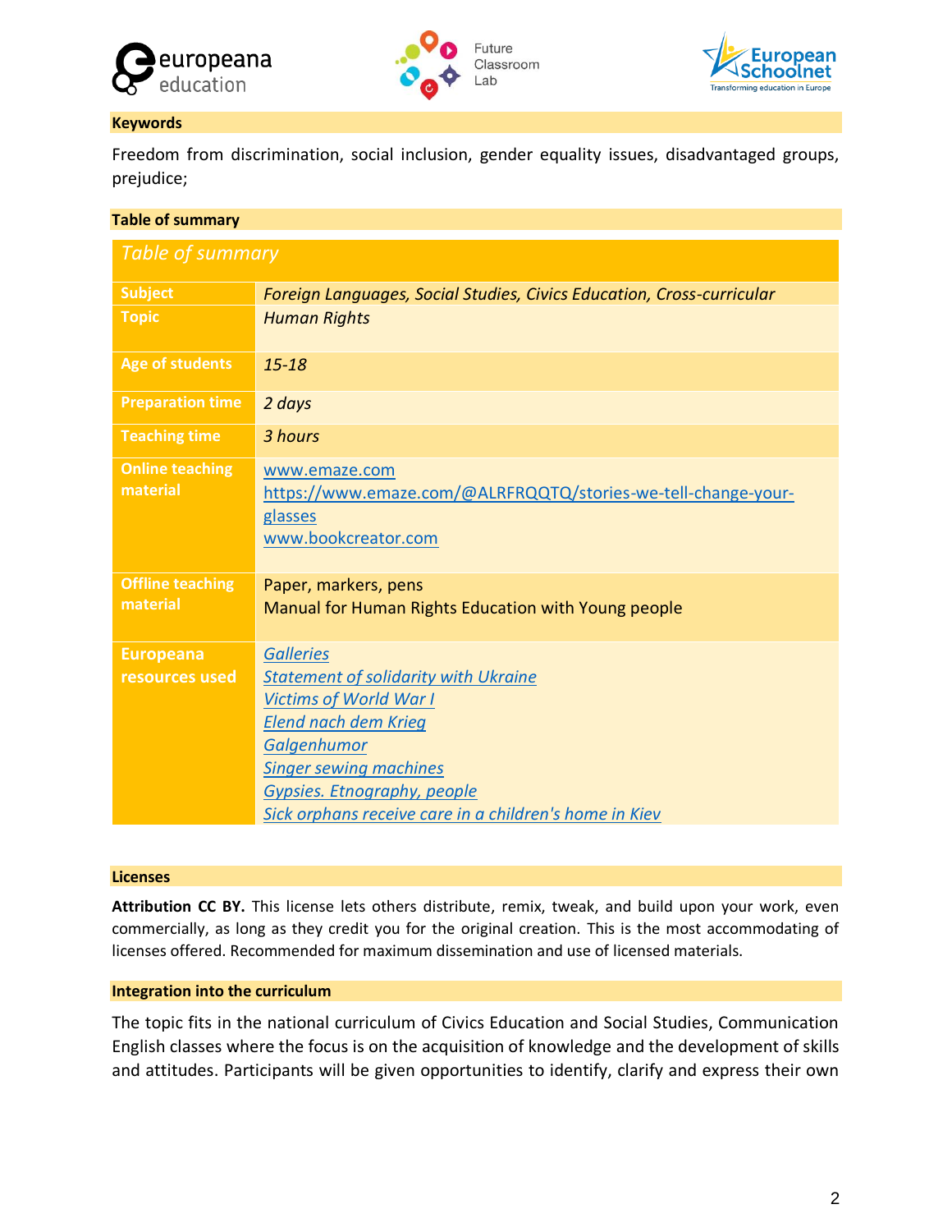## Keywords

Freedom from discrimination, social inclusion, gender equality issues, disadvantaged groups, prejudice;

## Table of summary

| *Table of summary* | |
|---|---|
| **Subject** | *Foreign Languages, Social Studies, Civics Education, Cross-curricular* |
| **Topic** | *Human Rights* |
| **Age of students** | *15-18* |
| **Preparation time** | *2 days* |
| **Teaching time** | *3 hours* |
| **Online teaching material** | www.emaze.com<br>https://www.emaze.com/@ALRFRQQTQ/stories-we-tell-change-your-glasses<br>www.bookcreator.com |
| **Offline teaching material** | Paper, markers, pens<br>Manual for Human Rights Education with Young people |
| **Europeana resources used** | *Galleries*<br>*Statement of solidarity with Ukraine*<br>*Victims of World War I*<br>*Elend nach dem Krieg*<br>*Galgenhumor*<br>*Singer sewing machines*<br>*Gypsies. Etnography, people*<br>*Sick orphans receive care in a children's home in Kiev* |

## Licenses

**Attribution CC BY.** This license lets others distribute, remix, tweak, and build upon your work, even commercially, as long as they credit you for the original creation. This is the most accommodating of licenses offered. Recommended for maximum dissemination and use of licensed materials.

## Integration into the curriculum

The topic fits in the national curriculum of Civics Education and Social Studies, Communication English classes where the focus is on the acquisition of knowledge and the development of skills and attitudes. Participants will be given opportunities to identify, clarify and express their own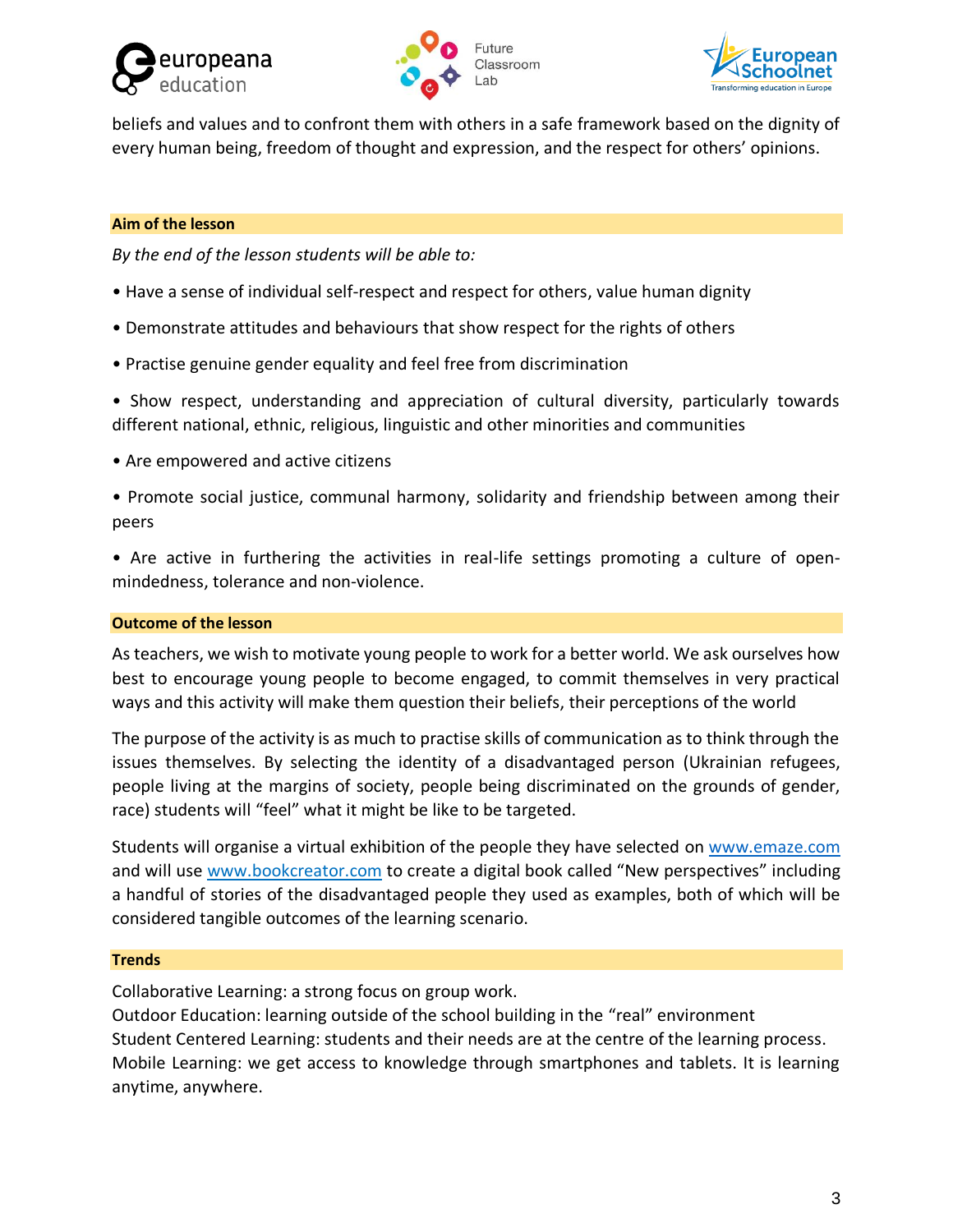beliefs and values and to confront them with others in a safe framework based on the dignity of every human being, freedom of thought and expression, and the respect for others' opinions.

## Aim of the lesson

*By the end of the lesson students will be able to:*

• Have a sense of individual self-respect and respect for others, value human dignity

• Demonstrate attitudes and behaviours that show respect for the rights of others

• Practise genuine gender equality and feel free from discrimination

• Show respect, understanding and appreciation of cultural diversity, particularly towards different national, ethnic, religious, linguistic and other minorities and communities

• Are empowered and active citizens

• Promote social justice, communal harmony, solidarity and friendship between among their peers

• Are active in furthering the activities in real-life settings promoting a culture of open-mindedness, tolerance and non-violence.

## Outcome of the lesson

As teachers, we wish to motivate young people to work for a better world. We ask ourselves how best to encourage young people to become engaged, to commit themselves in very practical ways and this activity will make them question their beliefs, their perceptions of the world

The purpose of the activity is as much to practise skills of communication as to think through the issues themselves. By selecting the identity of a disadvantaged person (Ukrainian refugees, people living at the margins of society, people being discriminated on the grounds of gender, race) students will "feel" what it might be like to be targeted.

Students will organise a virtual exhibition of the people they have selected on www.emaze.com and will use www.bookcreator.com to create a digital book called "New perspectives" including a handful of stories of the disadvantaged people they used as examples, both of which will be considered tangible outcomes of the learning scenario.

## Trends

Collaborative Learning: a strong focus on group work.
Outdoor Education: learning outside of the school building in the "real" environment
Student Centered Learning: students and their needs are at the centre of the learning process.
Mobile Learning: we get access to knowledge through smartphones and tablets. It is learning anytime, anywhere.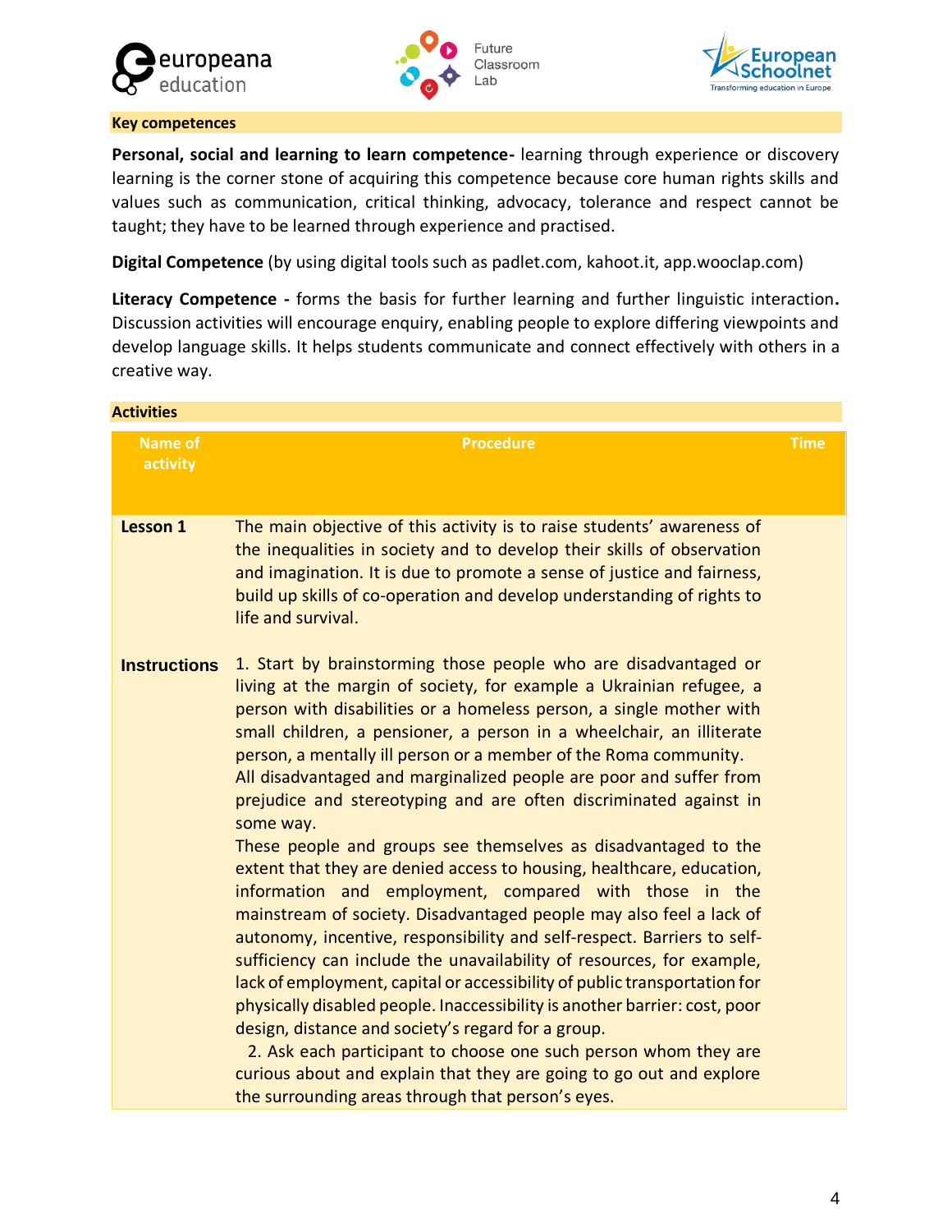**Key competences**

**Personal, social and learning to learn competence-** learning through experience or discovery learning is the corner stone of acquiring this competence because core human rights skills and values such as communication, critical thinking, advocacy, tolerance and respect cannot be taught; they have to be learned through experience and practised.

**Digital Competence** (by using digital tools such as padlet.com, kahoot.it, app.wooclap.com)

**Literacy Competence -** forms the basis for further learning and further linguistic interaction**.** Discussion activities will encourage enquiry, enabling people to explore differing viewpoints and develop language skills. It helps students communicate and connect effectively with others in a creative way.

**Activities**

| Name of activity | Procedure | Time |
|---|---|---|
| **Lesson 1** | The main objective of this activity is to raise students' awareness of the inequalities in society and to develop their skills of observation and imagination. It is due to promote a sense of justice and fairness, build up skills of co-operation and develop understanding of rights to life and survival. | |
| **Instructions** | 1. Start by brainstorming those people who are disadvantaged or living at the margin of society, for example a Ukrainian refugee, a person with disabilities or a homeless person, a single mother with small children, a pensioner, a person in a wheelchair, an illiterate person, a mentally ill person or a member of the Roma community. All disadvantaged and marginalized people are poor and suffer from prejudice and stereotyping and are often discriminated against in some way. These people and groups see themselves as disadvantaged to the extent that they are denied access to housing, healthcare, education, information and employment, compared with those in the mainstream of society. Disadvantaged people may also feel a lack of autonomy, incentive, responsibility and self-respect. Barriers to self-sufficiency can include the unavailability of resources, for example, lack of employment, capital or accessibility of public transportation for physically disabled people. Inaccessibility is another barrier: cost, poor design, distance and society's regard for a group. 2. Ask each participant to choose one such person whom they are curious about and explain that they are going to go out and explore the surrounding areas through that person's eyes. | |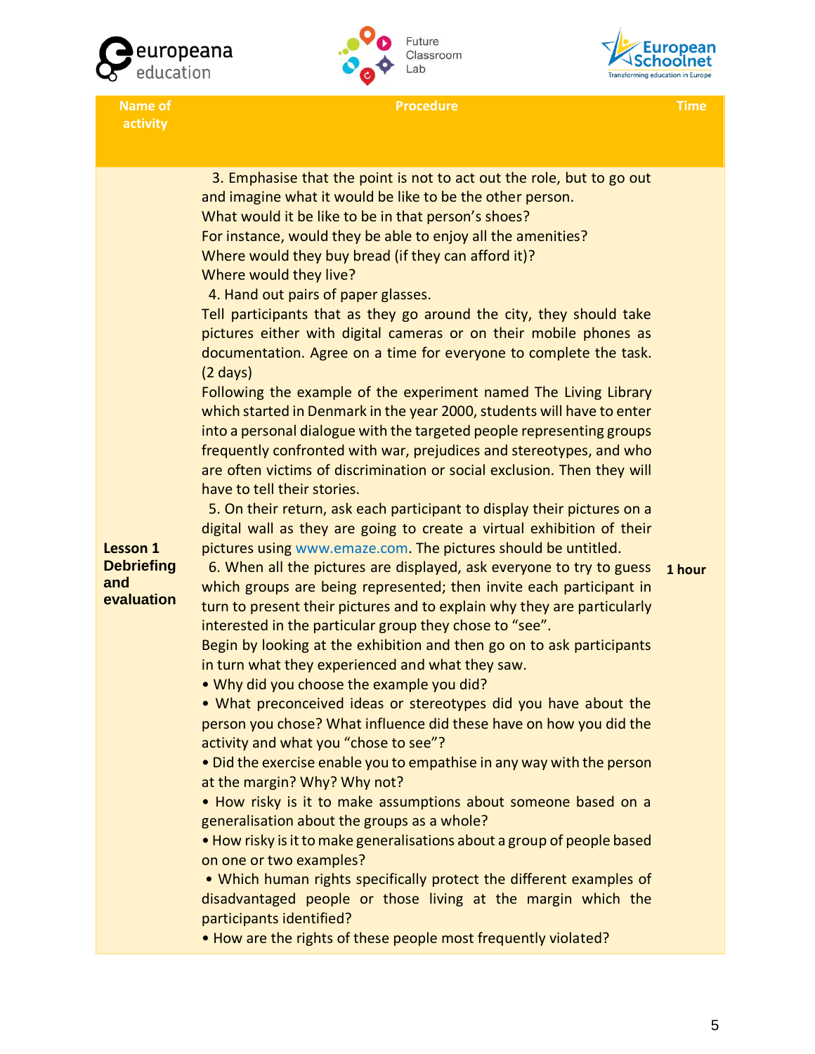| Name of activity | Procedure | Time |
|---|---|---|
| **Lesson 1 Debriefing and evaluation** | 3. Emphasise that the point is not to act out the role, but to go out and imagine what it would be like to be the other person.<br>What would it be like to be in that person's shoes?<br>For instance, would they be able to enjoy all the amenities?<br>Where would they buy bread (if they can afford it)?<br>Where would they live?<br>4. Hand out pairs of paper glasses.<br>Tell participants that as they go around the city, they should take pictures either with digital cameras or on their mobile phones as documentation. Agree on a time for everyone to complete the task. (2 days)<br>Following the example of the experiment named The Living Library which started in Denmark in the year 2000, students will have to enter into a personal dialogue with the targeted people representing groups frequently confronted with war, prejudices and stereotypes, and who are often victims of discrimination or social exclusion. Then they will have to tell their stories.<br>5. On their return, ask each participant to display their pictures on a digital wall as they are going to create a virtual exhibition of their pictures using www.emaze.com. The pictures should be untitled.<br>6. When all the pictures are displayed, ask everyone to try to guess which groups are being represented; then invite each participant in turn to present their pictures and to explain why they are particularly interested in the particular group they chose to "see".<br>Begin by looking at the exhibition and then go on to ask participants in turn what they experienced and what they saw.<br>• Why did you choose the example you did?<br>• What preconceived ideas or stereotypes did you have about the person you chose? What influence did these have on how you did the activity and what you "chose to see"?<br>• Did the exercise enable you to empathise in any way with the person at the margin? Why? Why not?<br>• How risky is it to make assumptions about someone based on a generalisation about the groups as a whole?<br>• How risky is it to make generalisations about a group of people based on one or two examples?<br>• Which human rights specifically protect the different examples of disadvantaged people or those living at the margin which the participants identified?<br>• How are the rights of these people most frequently violated? | **1 hour** |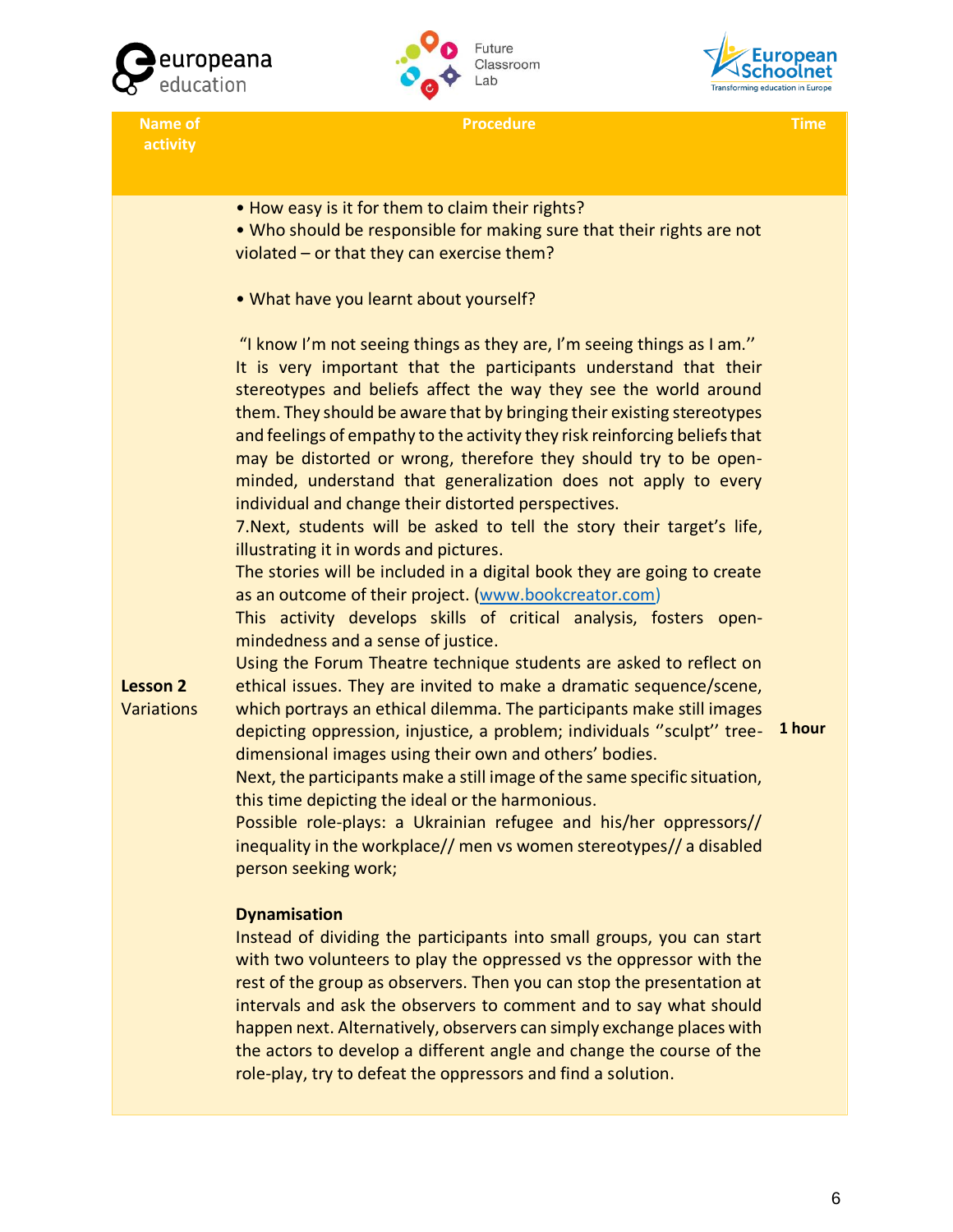| Name of activity | Procedure | Time |
|---|---|---|
| Lesson 2 Variations | • How easy is it for them to claim their rights?<br>• Who should be responsible for making sure that their rights are not violated – or that they can exercise them?<br><br>• What have you learnt about yourself?<br><br>"I know I'm not seeing things as they are, I'm seeing things as I am.''<br>It is very important that the participants understand that their stereotypes and beliefs affect the way they see the world around them. They should be aware that by bringing their existing stereotypes and feelings of empathy to the activity they risk reinforcing beliefs that may be distorted or wrong, therefore they should try to be open-minded, understand that generalization does not apply to every individual and change their distorted perspectives.<br>7.Next, students will be asked to tell the story their target's life, illustrating it in words and pictures.<br>The stories will be included in a digital book they are going to create as an outcome of their project. (www.bookcreator.com)<br>This activity develops skills of critical analysis, fosters open-mindedness and a sense of justice.<br>Using the Forum Theatre technique students are asked to reflect on ethical issues. They are invited to make a dramatic sequence/scene, which portrays an ethical dilemma. The participants make still images depicting oppression, injustice, a problem; individuals ''sculpt'' tree-dimensional images using their own and others' bodies.<br>Next, the participants make a still image of the same specific situation, this time depicting the ideal or the harmonious.<br>Possible role-plays: a Ukrainian refugee and his/her oppressors// inequality in the workplace// men vs women stereotypes// a disabled person seeking work;<br><br>**Dynamisation**<br>Instead of dividing the participants into small groups, you can start with two volunteers to play the oppressed vs the oppressor with the rest of the group as observers. Then you can stop the presentation at intervals and ask the observers to comment and to say what should happen next. Alternatively, observers can simply exchange places with the actors to develop a different angle and change the course of the role-play, try to defeat the oppressors and find a solution. | **1 hour** |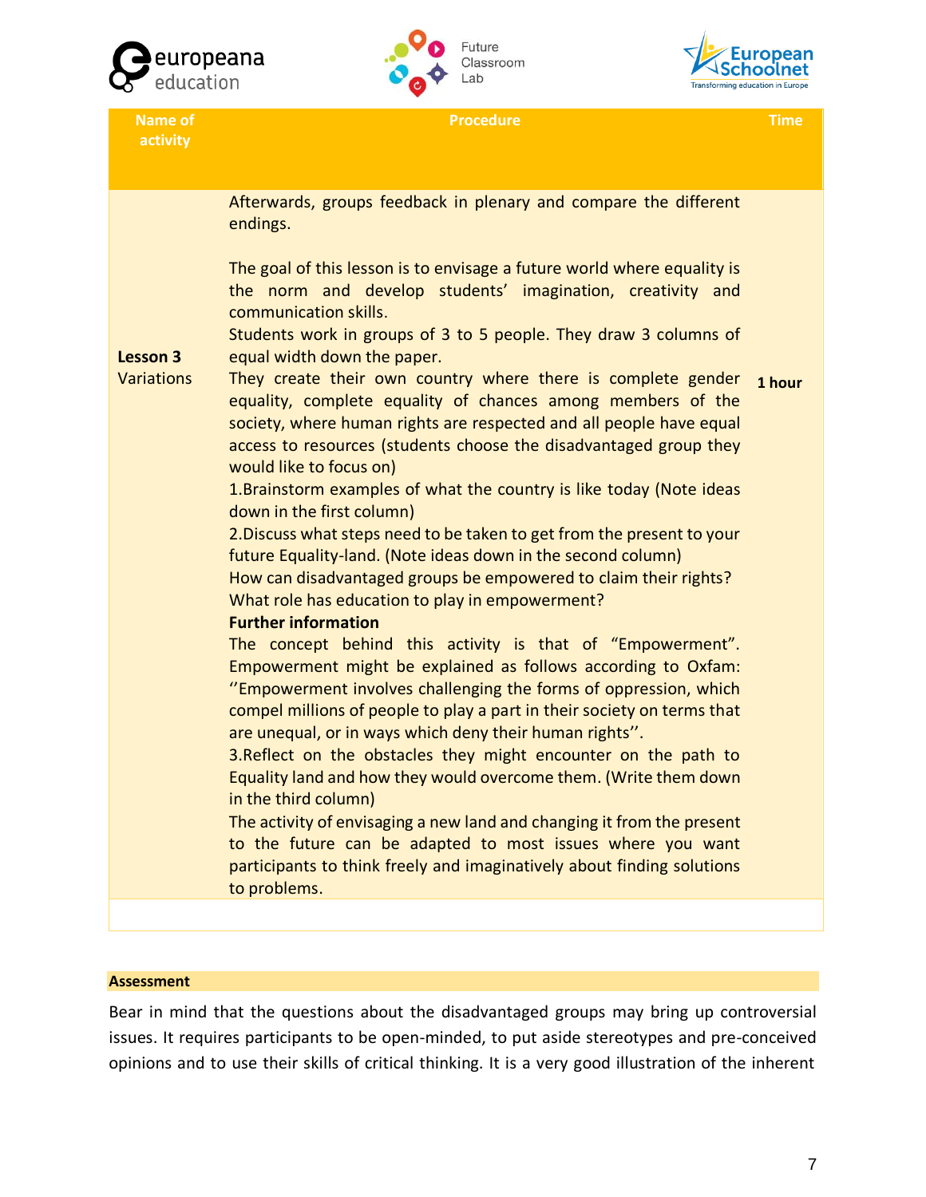| Name of activity | Procedure | Time |
|---|---|---|
| **Lesson 3** Variations | Afterwards, groups feedback in plenary and compare the different endings.<br><br>The goal of this lesson is to envisage a future world where equality is the norm and develop students' imagination, creativity and communication skills.<br>Students work in groups of 3 to 5 people. They draw 3 columns of equal width down the paper.<br>They create their own country where there is complete gender equality, complete equality of chances among members of the society, where human rights are respected and all people have equal access to resources (students choose the disadvantaged group they would like to focus on)<br>1.Brainstorm examples of what the country is like today (Note ideas down in the first column)<br>2.Discuss what steps need to be taken to get from the present to your future Equality-land. (Note ideas down in the second column)<br>How can disadvantaged groups be empowered to claim their rights?<br>What role has education to play in empowerment?<br>**Further information**<br>The concept behind this activity is that of "Empowerment". Empowerment might be explained as follows according to Oxfam: ''Empowerment involves challenging the forms of oppression, which compel millions of people to play a part in their society on terms that are unequal, or in ways which deny their human rights''.<br>3.Reflect on the obstacles they might encounter on the path to Equality land and how they would overcome them. (Write them down in the third column)<br>The activity of envisaging a new land and changing it from the present to the future can be adapted to most issues where you want participants to think freely and imaginatively about finding solutions to problems. | **1 hour** |

**Assessment**

Bear in mind that the questions about the disadvantaged groups may bring up controversial issues. It requires participants to be open-minded, to put aside stereotypes and pre-conceived opinions and to use their skills of critical thinking. It is a very good illustration of the inherent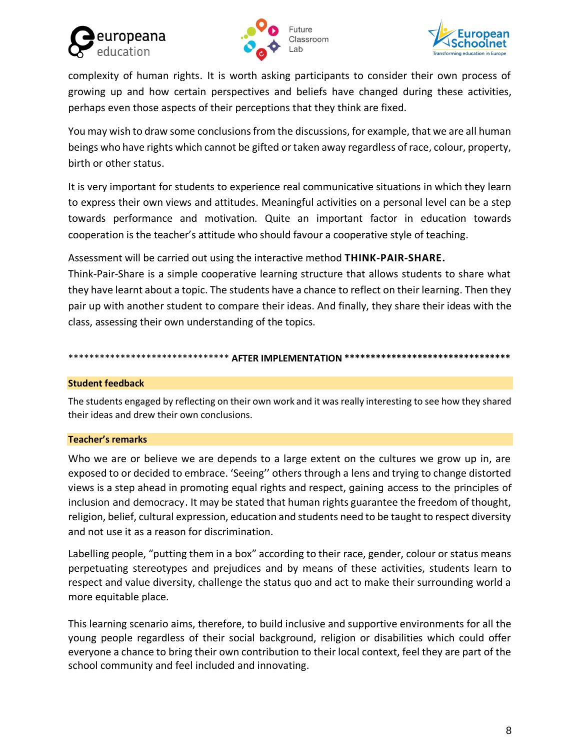complexity of human rights. It is worth asking participants to consider their own process of growing up and how certain perspectives and beliefs have changed during these activities, perhaps even those aspects of their perceptions that they think are fixed.

You may wish to draw some conclusions from the discussions, for example, that we are all human beings who have rights which cannot be gifted or taken away regardless of race, colour, property, birth or other status.

It is very important for students to experience real communicative situations in which they learn to express their own views and attitudes. Meaningful activities on a personal level can be a step towards performance and motivation. Quite an important factor in education towards cooperation is the teacher's attitude who should favour a cooperative style of teaching.

Assessment will be carried out using the interactive method **THINK-PAIR-SHARE.**
Think-Pair-Share is a simple cooperative learning structure that allows students to share what they have learnt about a topic. The students have a chance to reflect on their learning. Then they pair up with another student to compare their ideas. And finally, they share their ideas with the class, assessing their own understanding of the topics.

****************************** **AFTER IMPLEMENTATION** ********************************

**Student feedback**

The students engaged by reflecting on their own work and it was really interesting to see how they shared their ideas and drew their own conclusions.

**Teacher's remarks**

Who we are or believe we are depends to a large extent on the cultures we grow up in, are exposed to or decided to embrace. 'Seeing'' others through a lens and trying to change distorted views is a step ahead in promoting equal rights and respect, gaining access to the principles of inclusion and democracy. It may be stated that human rights guarantee the freedom of thought, religion, belief, cultural expression, education and students need to be taught to respect diversity and not use it as a reason for discrimination.

Labelling people, "putting them in a box" according to their race, gender, colour or status means perpetuating stereotypes and prejudices and by means of these activities, students learn to respect and value diversity, challenge the status quo and act to make their surrounding world a more equitable place.

This learning scenario aims, therefore, to build inclusive and supportive environments for all the young people regardless of their social background, religion or disabilities which could offer everyone a chance to bring their own contribution to their local context, feel they are part of the school community and feel included and innovating.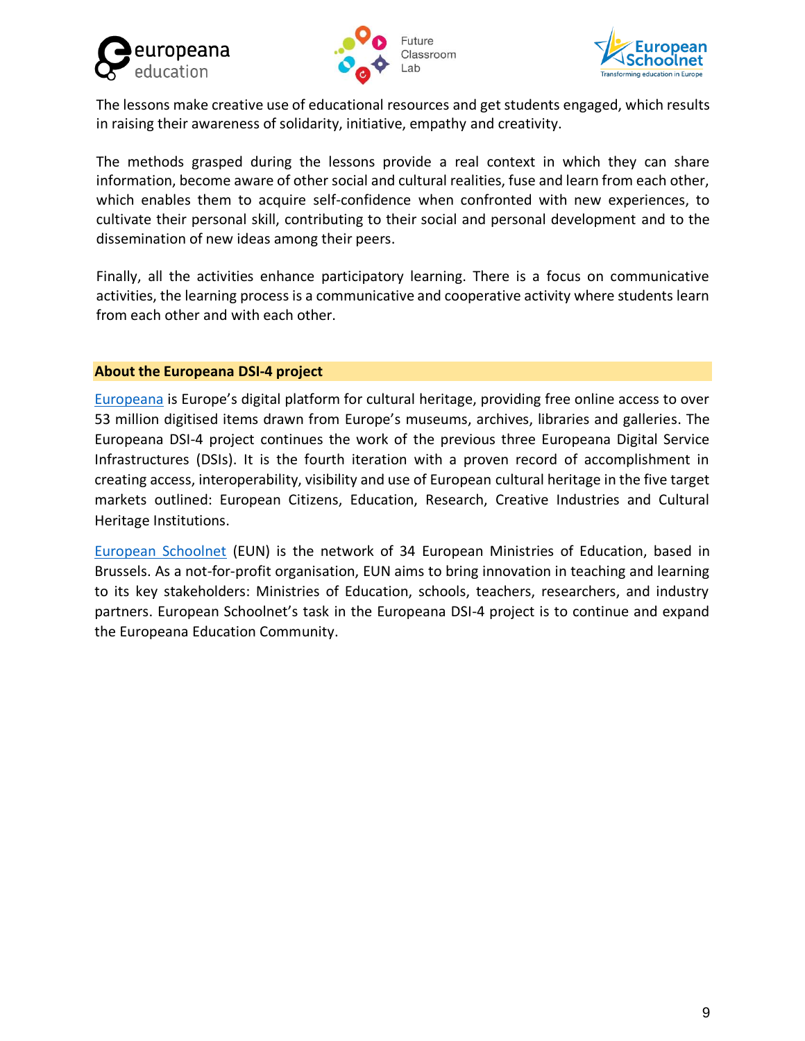The lessons make creative use of educational resources and get students engaged, which results in raising their awareness of solidarity, initiative, empathy and creativity.

The methods grasped during the lessons provide a real context in which they can share information, become aware of other social and cultural realities, fuse and learn from each other, which enables them to acquire self-confidence when confronted with new experiences, to cultivate their personal skill, contributing to their social and personal development and to the dissemination of new ideas among their peers.

Finally, all the activities enhance participatory learning. There is a focus on communicative activities, the learning process is a communicative and cooperative activity where students learn from each other and with each other.

## About the Europeana DSI-4 project

Europeana is Europe's digital platform for cultural heritage, providing free online access to over 53 million digitised items drawn from Europe's museums, archives, libraries and galleries. The Europeana DSI-4 project continues the work of the previous three Europeana Digital Service Infrastructures (DSIs). It is the fourth iteration with a proven record of accomplishment in creating access, interoperability, visibility and use of European cultural heritage in the five target markets outlined: European Citizens, Education, Research, Creative Industries and Cultural Heritage Institutions.

European Schoolnet (EUN) is the network of 34 European Ministries of Education, based in Brussels. As a not-for-profit organisation, EUN aims to bring innovation in teaching and learning to its key stakeholders: Ministries of Education, schools, teachers, researchers, and industry partners. European Schoolnet's task in the Europeana DSI-4 project is to continue and expand the Europeana Education Community.